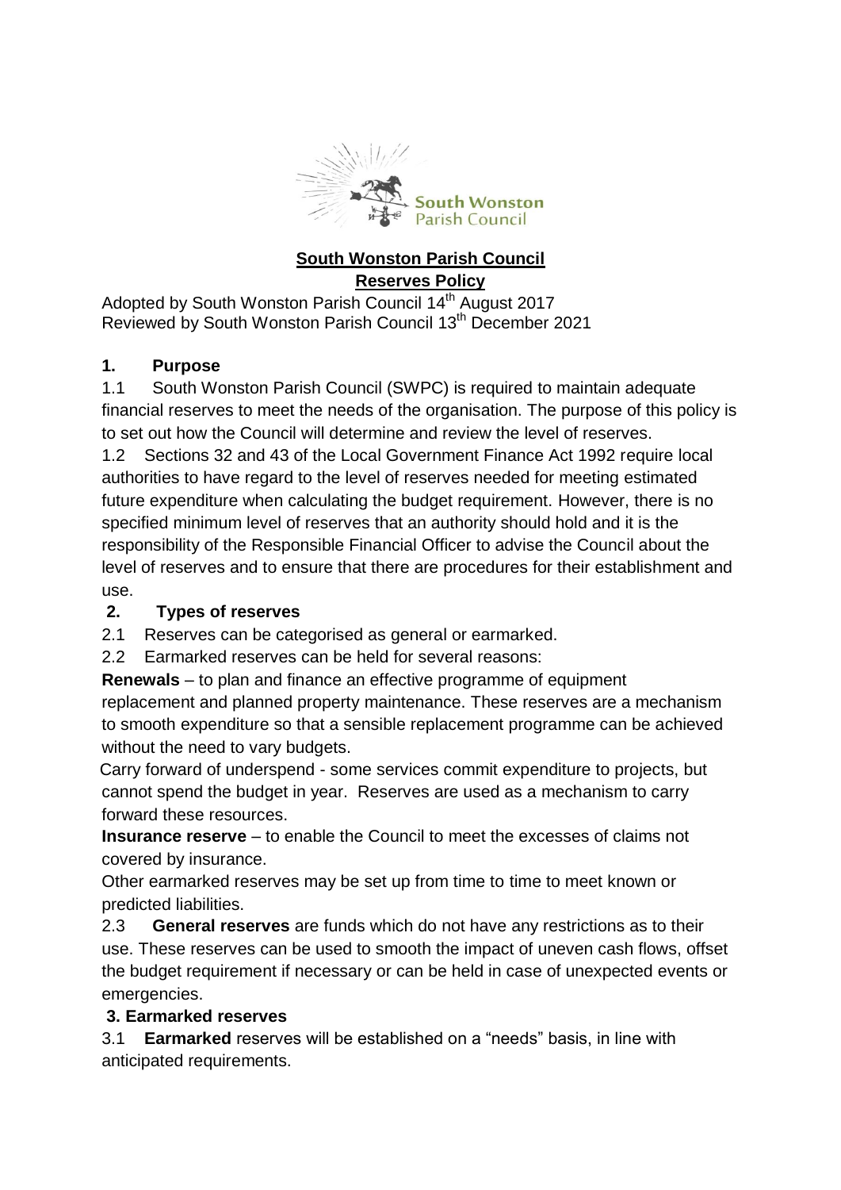# South Wonston Parish Council
## Reserves Policy

Adopted by South Wonston Parish Council 14th August 2017
Reviewed by South Wonston Parish Council 13th December 2021

## 1. Purpose

1.1 South Wonston Parish Council (SWPC) is required to maintain adequate financial reserves to meet the needs of the organisation. The purpose of this policy is to set out how the Council will determine and review the level of reserves.

1.2 Sections 32 and 43 of the Local Government Finance Act 1992 require local authorities to have regard to the level of reserves needed for meeting estimated future expenditure when calculating the budget requirement. However, there is no specified minimum level of reserves that an authority should hold and it is the responsibility of the Responsible Financial Officer to advise the Council about the level of reserves and to ensure that there are procedures for their establishment and use.

## 2. Types of reserves

2.1 Reserves can be categorised as general or earmarked.

2.2 Earmarked reserves can be held for several reasons:

**Renewals** – to plan and finance an effective programme of equipment replacement and planned property maintenance. These reserves are a mechanism to smooth expenditure so that a sensible replacement programme can be achieved without the need to vary budgets.

Carry forward of underspend - some services commit expenditure to projects, but cannot spend the budget in year. Reserves are used as a mechanism to carry forward these resources.

**Insurance reserve** – to enable the Council to meet the excesses of claims not covered by insurance.

Other earmarked reserves may be set up from time to time to meet known or predicted liabilities.

2.3 **General reserves** are funds which do not have any restrictions as to their use. These reserves can be used to smooth the impact of uneven cash flows, offset the budget requirement if necessary or can be held in case of unexpected events or emergencies.

## 3. Earmarked reserves

3.1 **Earmarked** reserves will be established on a "needs" basis, in line with anticipated requirements.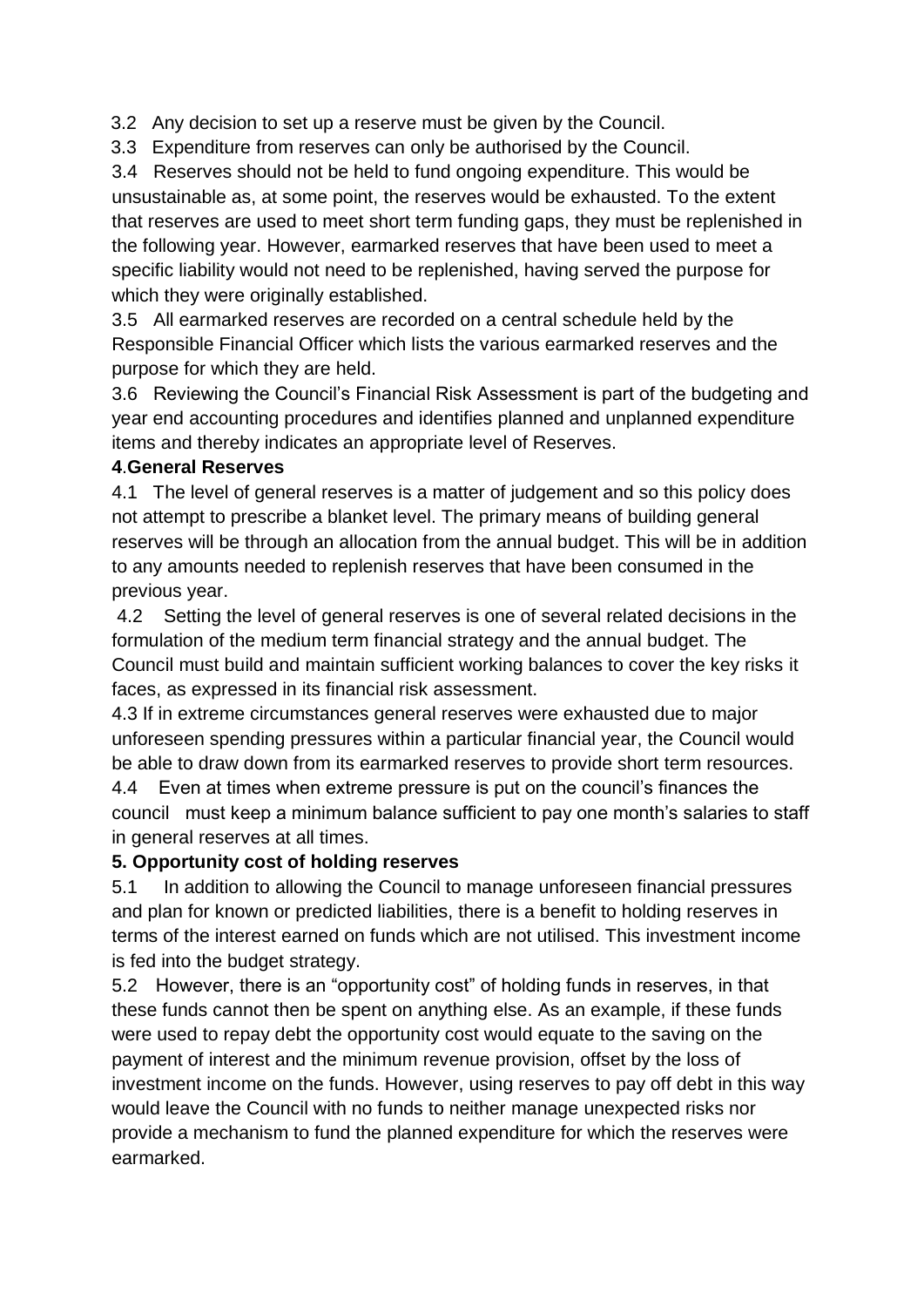3.2 Any decision to set up a reserve must be given by the Council.

3.3 Expenditure from reserves can only be authorised by the Council.

3.4 Reserves should not be held to fund ongoing expenditure. This would be unsustainable as, at some point, the reserves would be exhausted. To the extent that reserves are used to meet short term funding gaps, they must be replenished in the following year. However, earmarked reserves that have been used to meet a specific liability would not need to be replenished, having served the purpose for which they were originally established.

3.5 All earmarked reserves are recorded on a central schedule held by the Responsible Financial Officer which lists the various earmarked reserves and the purpose for which they are held.

3.6 Reviewing the Council's Financial Risk Assessment is part of the budgeting and year end accounting procedures and identifies planned and unplanned expenditure items and thereby indicates an appropriate level of Reserves.

**4. General Reserves**

4.1 The level of general reserves is a matter of judgement and so this policy does not attempt to prescribe a blanket level. The primary means of building general reserves will be through an allocation from the annual budget. This will be in addition to any amounts needed to replenish reserves that have been consumed in the previous year.

4.2 Setting the level of general reserves is one of several related decisions in the formulation of the medium term financial strategy and the annual budget. The Council must build and maintain sufficient working balances to cover the key risks it faces, as expressed in its financial risk assessment.

4.3 If in extreme circumstances general reserves were exhausted due to major unforeseen spending pressures within a particular financial year, the Council would be able to draw down from its earmarked reserves to provide short term resources.

4.4 Even at times when extreme pressure is put on the council's finances the council must keep a minimum balance sufficient to pay one month's salaries to staff in general reserves at all times.

**5. Opportunity cost of holding reserves**

5.1 In addition to allowing the Council to manage unforeseen financial pressures and plan for known or predicted liabilities, there is a benefit to holding reserves in terms of the interest earned on funds which are not utilised. This investment income is fed into the budget strategy.

5.2 However, there is an "opportunity cost" of holding funds in reserves, in that these funds cannot then be spent on anything else. As an example, if these funds were used to repay debt the opportunity cost would equate to the saving on the payment of interest and the minimum revenue provision, offset by the loss of investment income on the funds. However, using reserves to pay off debt in this way would leave the Council with no funds to neither manage unexpected risks nor provide a mechanism to fund the planned expenditure for which the reserves were earmarked.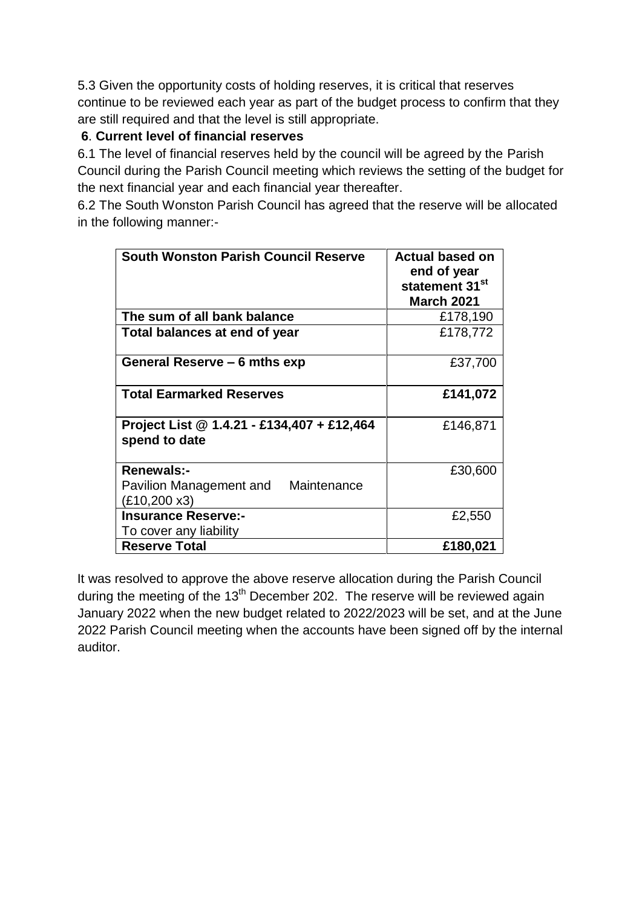5.3 Given the opportunity costs of holding reserves, it is critical that reserves continue to be reviewed each year as part of the budget process to confirm that they are still required and that the level is still appropriate.

**6. Current level of financial reserves**

6.1 The level of financial reserves held by the council will be agreed by the Parish Council during the Parish Council meeting which reviews the setting of the budget for the next financial year and each financial year thereafter.

6.2 The South Wonston Parish Council has agreed that the reserve will be allocated in the following manner:-

| **South Wonston Parish Council Reserve** | **Actual based on end of year statement 31st March 2021** |
|---|---|
| **The sum of all bank balance** | £178,190 |
| **Total balances at end of year** | £178,772 |
| **General Reserve – 6 mths exp** | £37,700 |
| **Total Earmarked Reserves** | **£141,072** |
| **Project List @ 1.4.21 - £134,407 + £12,464 spend to date** | £146,871 |
| **Renewals:-** Pavilion Management and Maintenance (£10,200 x3) | £30,600 |
| **Insurance Reserve:-** To cover any liability | £2,550 |
| **Reserve Total** | **£180,021** |

It was resolved to approve the above reserve allocation during the Parish Council during the meeting of the 13th December 202. The reserve will be reviewed again January 2022 when the new budget related to 2022/2023 will be set, and at the June 2022 Parish Council meeting when the accounts have been signed off by the internal auditor.